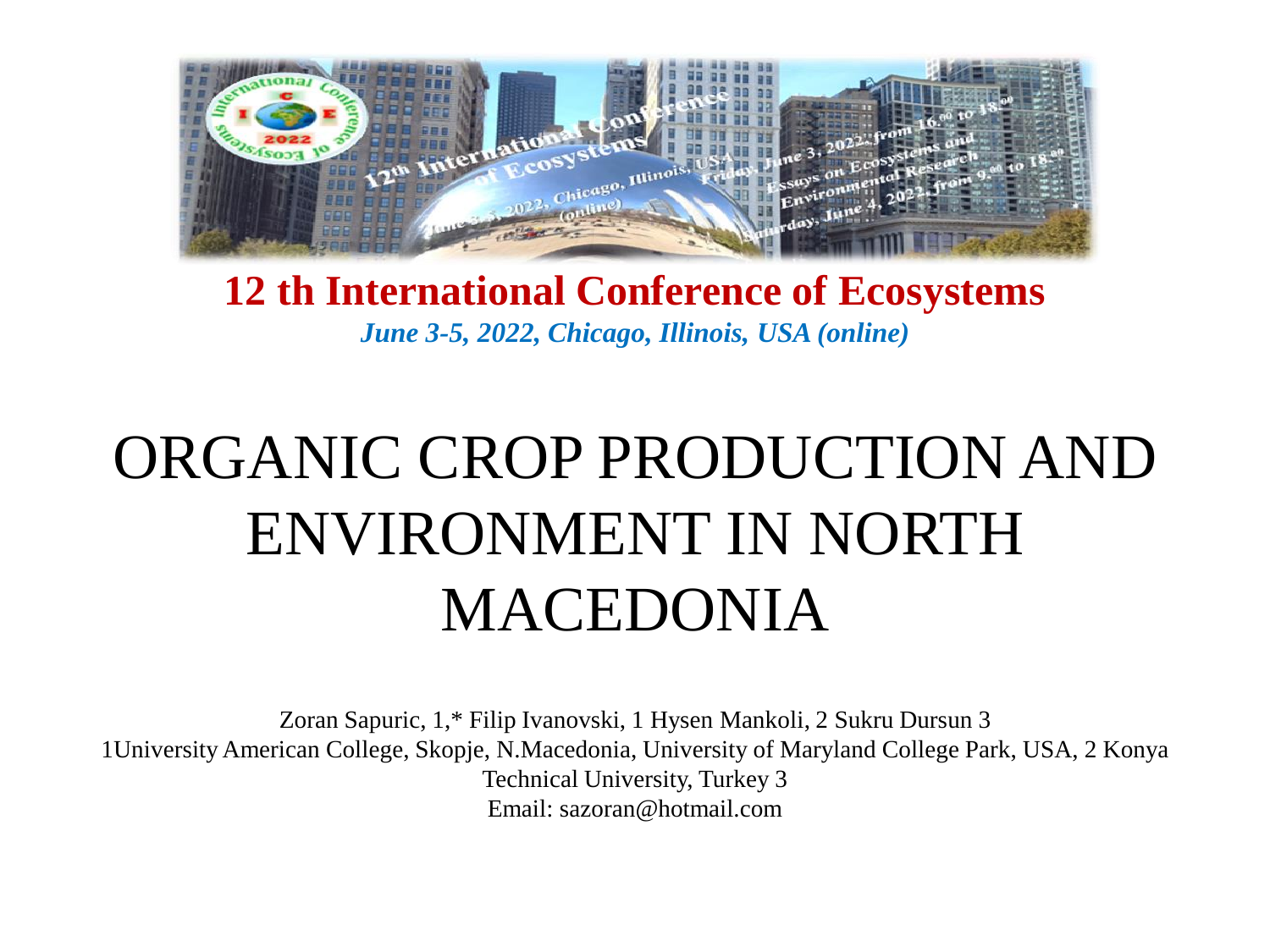**12 th International Conference of Ecosystems**

*June 3-5, 2022, Chicago, Illinois, USA (online)*

# ORGANIC CROP PRODUCTION AND ENVIRONMENT IN NORTH MACEDONIA

Zoran Sapuric, 1,* Filip Ivanovski, 1 Hysen Mankoli, 2 Sukru Dursun 3

1University American College, Skopje, N.Macedonia, University of Maryland College Park, USA, 2 Konya Technical University, Turkey 3

Email: sazoran@hotmail.com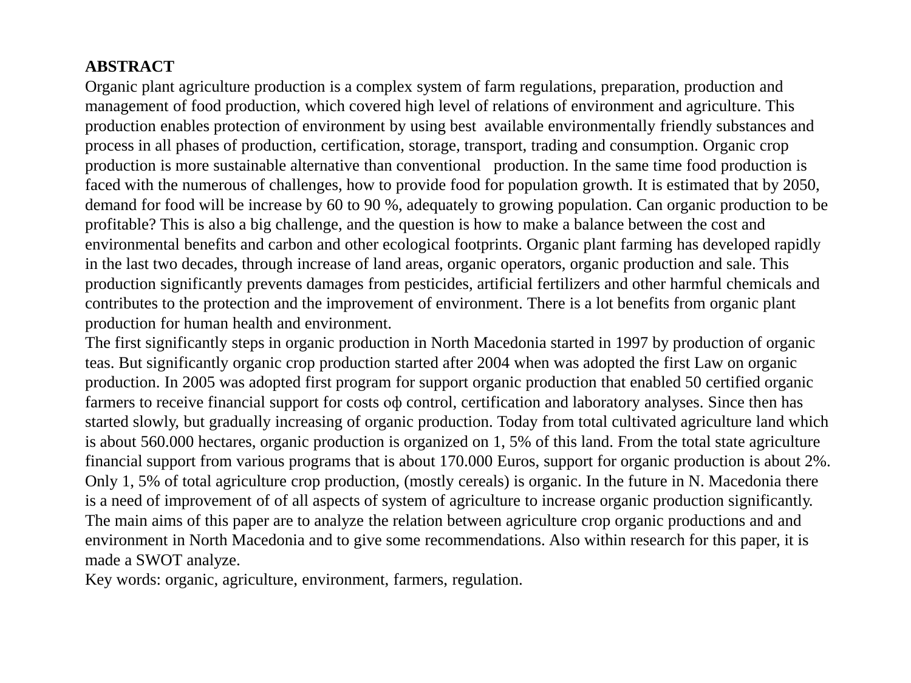**ABSTRACT**

Organic plant agriculture production is a complex system of farm regulations, preparation, production and management of food production, which covered high level of relations of environment and agriculture. This production enables protection of environment by using best available environmentally friendly substances and process in all phases of production, certification, storage, transport, trading and consumption. Organic crop production is more sustainable alternative than conventional production. In the same time food production is faced with the numerous of challenges, how to provide food for population growth. It is estimated that by 2050, demand for food will be increase by 60 to 90 %, adequately to growing population. Can organic production to be profitable? This is also a big challenge, and the question is how to make a balance between the cost and environmental benefits and carbon and other ecological footprints. Organic plant farming has developed rapidly in the last two decades, through increase of land areas, organic operators, organic production and sale. This production significantly prevents damages from pesticides, artificial fertilizers and other harmful chemicals and contributes to the protection and the improvement of environment. There is a lot benefits from organic plant production for human health and environment.

The first significantly steps in organic production in North Macedonia started in 1997 by production of organic teas. But significantly organic crop production started after 2004 when was adopted the first Law on organic production. In 2005 was adopted first program for support organic production that enabled 50 certified organic farmers to receive financial support for costs оф control, certification and laboratory analyses. Since then has started slowly, but gradually increasing of organic production. Today from total cultivated agriculture land which is about 560.000 hectares, organic production is organized on 1, 5% of this land. From the total state agriculture financial support from various programs that is about 170.000 Euros, support for organic production is about 2%. Only 1, 5% of total agriculture crop production, (mostly cereals) is organic. In the future in N. Macedonia there is a need of improvement of of all aspects of system of agriculture to increase organic production significantly. The main aims of this paper are to analyze the relation between agriculture crop organic productions and and environment in North Macedonia and to give some recommendations. Also within research for this paper, it is made a SWOT analyze.

Key words: organic, agriculture, environment, farmers, regulation.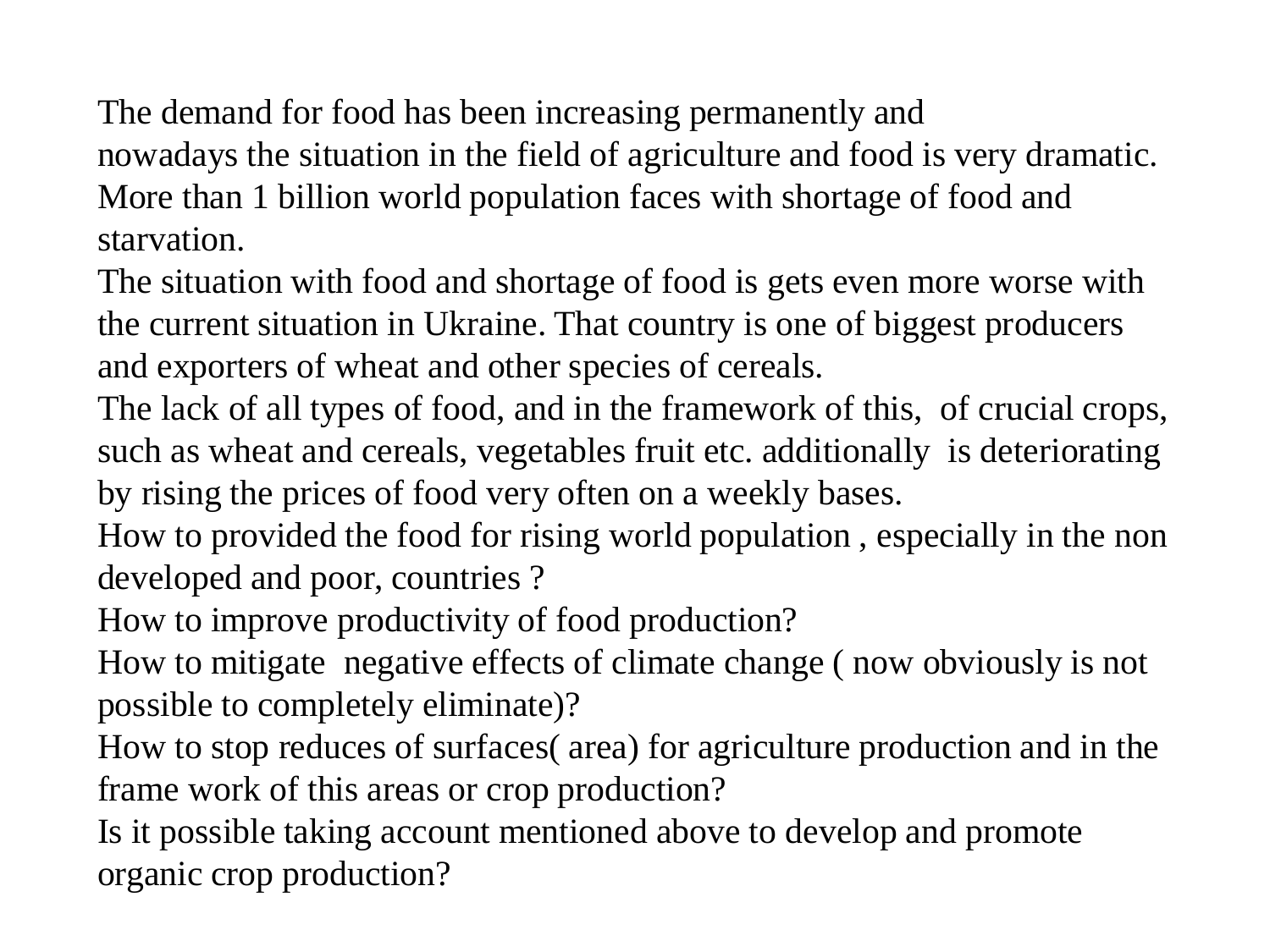The demand for food has been increasing permanently and
nowadays the situation in the field of agriculture and food is very dramatic. More than 1 billion world population faces with shortage of food and starvation.

The situation with food and shortage of food is gets even more worse with the current situation in Ukraine. That country is one of biggest producers and exporters of wheat and other species of cereals.

The lack of all types of food, and in the framework of this, of crucial crops, such as wheat and cereals, vegetables fruit etc. additionally is deteriorating by rising the prices of food very often on a weekly bases.

How to provided the food for rising world population , especially in the non developed and poor, countries ?

How to improve productivity of food production?

How to mitigate negative effects of climate change ( now obviously is not possible to completely eliminate)?

How to stop reduces of surfaces( area) for agriculture production and in the frame work of this areas or crop production?

Is it possible taking account mentioned above to develop and promote organic crop production?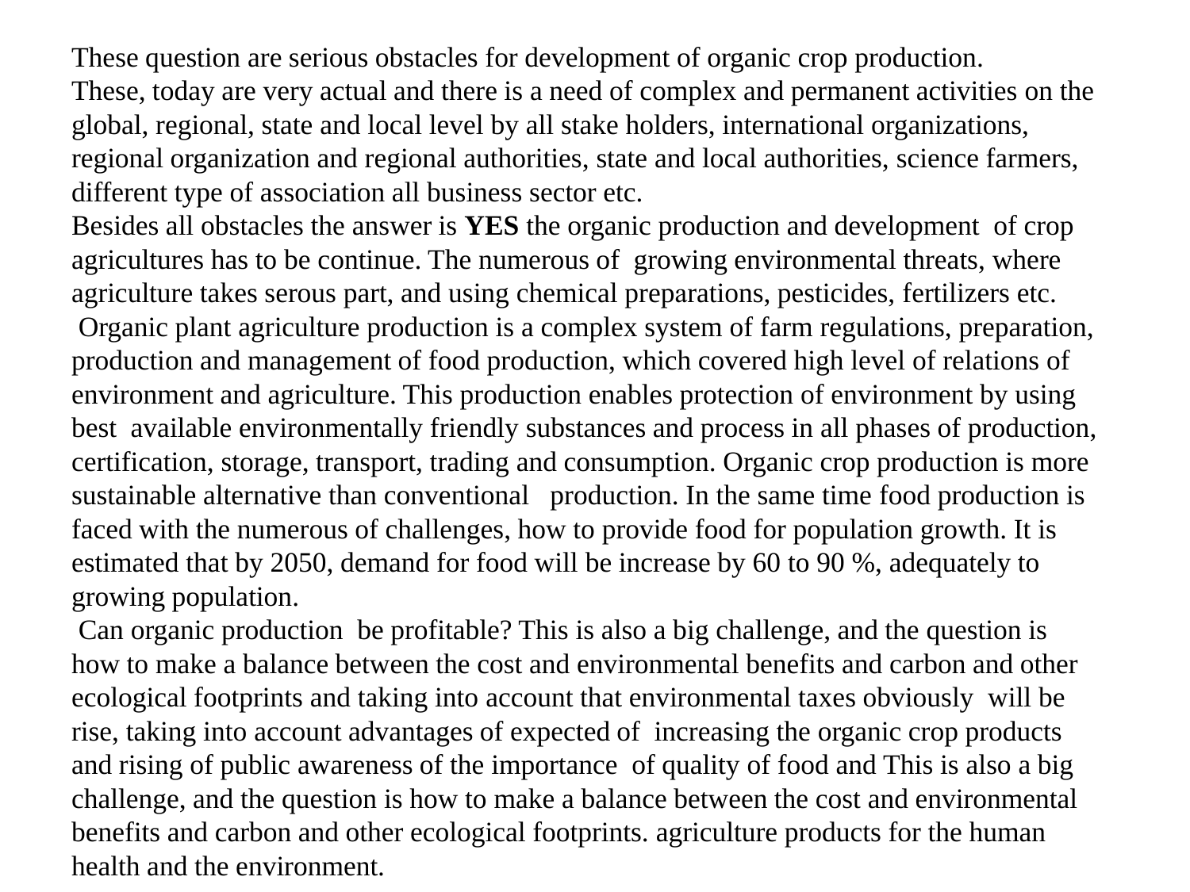These question are serious obstacles for development of organic crop production.
These, today are very actual and there is a need of complex and permanent activities on the global, regional, state and local level by all stake holders, international organizations, regional organization and regional authorities, state and local authorities, science farmers, different type of association all business sector etc.
Besides all obstacles the answer is **YES** the organic production and development of crop agricultures has to be continue. The numerous of growing environmental threats, where agriculture takes serous part, and using chemical preparations, pesticides, fertilizers etc.
Organic plant agriculture production is a complex system of farm regulations, preparation, production and management of food production, which covered high level of relations of environment and agriculture. This production enables protection of environment by using best available environmentally friendly substances and process in all phases of production, certification, storage, transport, trading and consumption. Organic crop production is more sustainable alternative than conventional production. In the same time food production is faced with the numerous of challenges, how to provide food for population growth. It is estimated that by 2050, demand for food will be increase by 60 to 90 %, adequately to growing population.
Can organic production be profitable? This is also a big challenge, and the question is how to make a balance between the cost and environmental benefits and carbon and other ecological footprints and taking into account that environmental taxes obviously will be rise, taking into account advantages of expected of increasing the organic crop products and rising of public awareness of the importance of quality of food and This is also a big challenge, and the question is how to make a balance between the cost and environmental benefits and carbon and other ecological footprints. agriculture products for the human health and the environment.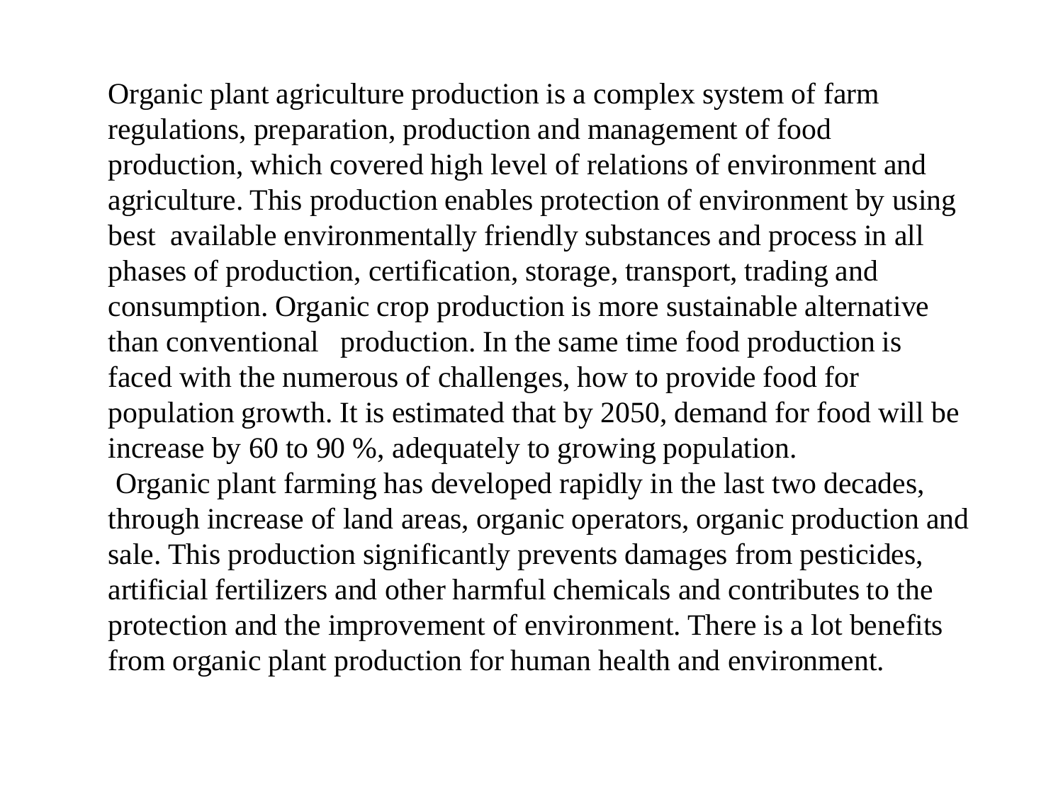Organic plant agriculture production is a complex system of farm regulations, preparation, production and management of food production, which covered high level of relations of environment and agriculture. This production enables protection of environment by using best available environmentally friendly substances and process in all phases of production, certification, storage, transport, trading and consumption. Organic crop production is more sustainable alternative than conventional production. In the same time food production is faced with the numerous of challenges, how to provide food for population growth. It is estimated that by 2050, demand for food will be increase by 60 to 90 %, adequately to growing population.

Organic plant farming has developed rapidly in the last two decades, through increase of land areas, organic operators, organic production and sale. This production significantly prevents damages from pesticides, artificial fertilizers and other harmful chemicals and contributes to the protection and the improvement of environment. There is a lot benefits from organic plant production for human health and environment.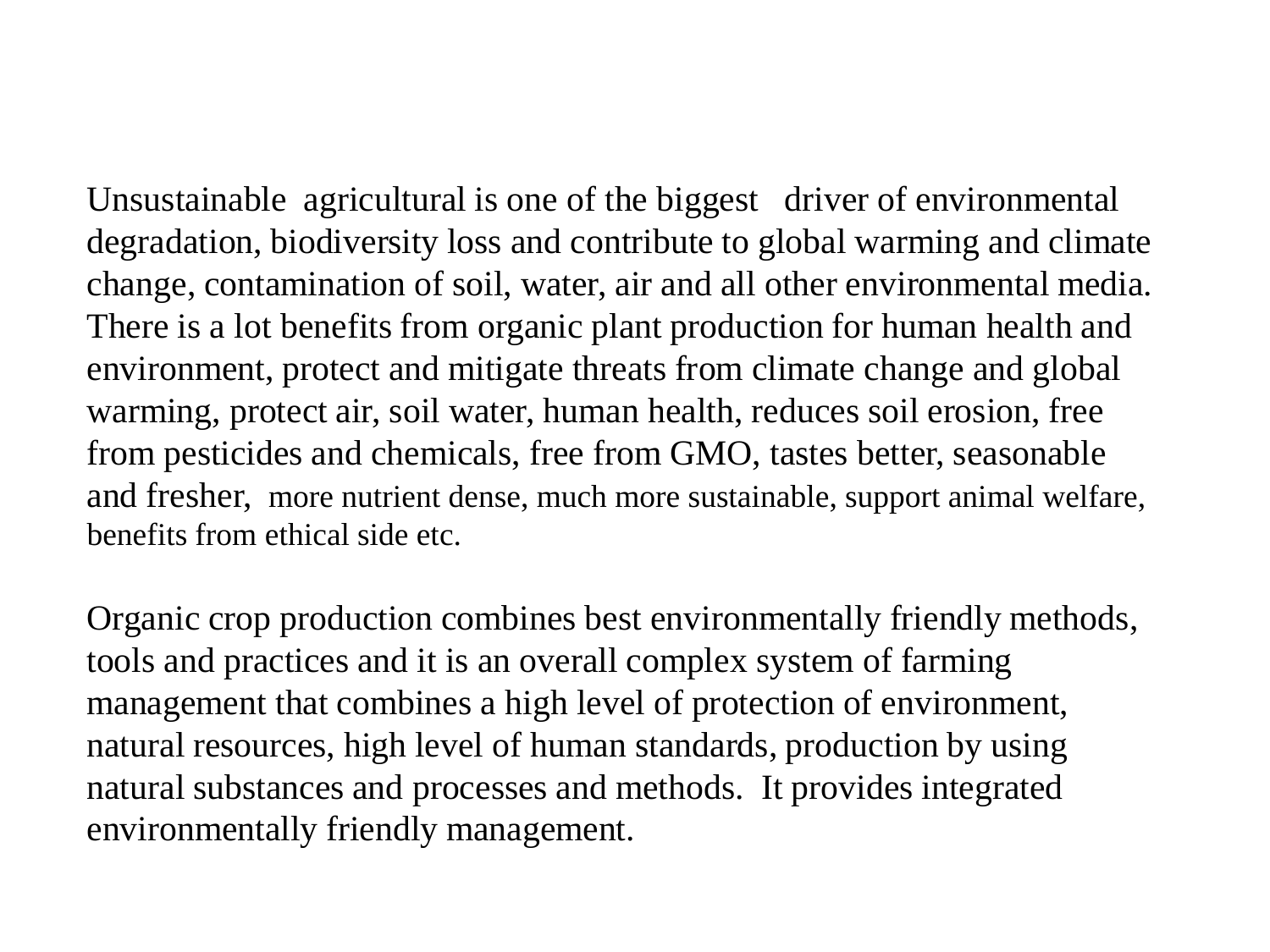Unsustainable agricultural is one of the biggest driver of environmental degradation, biodiversity loss and contribute to global warming and climate change, contamination of soil, water, air and all other environmental media. There is a lot benefits from organic plant production for human health and environment, protect and mitigate threats from climate change and global warming, protect air, soil water, human health, reduces soil erosion, free from pesticides and chemicals, free from GMO, tastes better, seasonable and fresher, more nutrient dense, much more sustainable, support animal welfare, benefits from ethical side etc.

Organic crop production combines best environmentally friendly methods, tools and practices and it is an overall complex system of farming management that combines a high level of protection of environment, natural resources, high level of human standards, production by using natural substances and processes and methods. It provides integrated environmentally friendly management.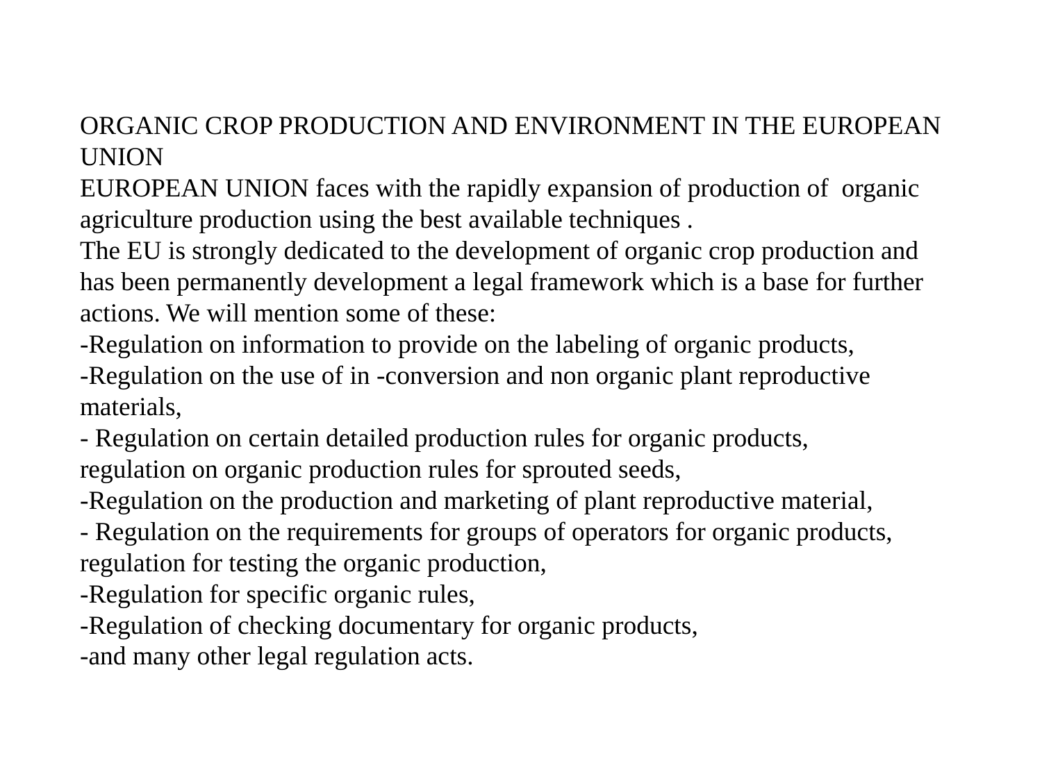# ORGANIC CROP PRODUCTION AND ENVIRONMENT IN THE EUROPEAN UNION

EUROPEAN UNION faces with the rapidly expansion of production of organic agriculture production using the best available techniques .

The EU is strongly dedicated to the development of organic crop production and has been permanently development a legal framework which is a base for further actions. We will mention some of these:

-Regulation on information to provide on the labeling of organic products,

-Regulation on the use of in -conversion and non organic plant reproductive materials,

- Regulation on certain detailed production rules for organic products, regulation on organic production rules for sprouted seeds,

-Regulation on the production and marketing of plant reproductive material,

- Regulation on the requirements for groups of operators for organic products, regulation for testing the organic production,

-Regulation for specific organic rules,

-Regulation of checking documentary for organic products,

-and many other legal regulation acts.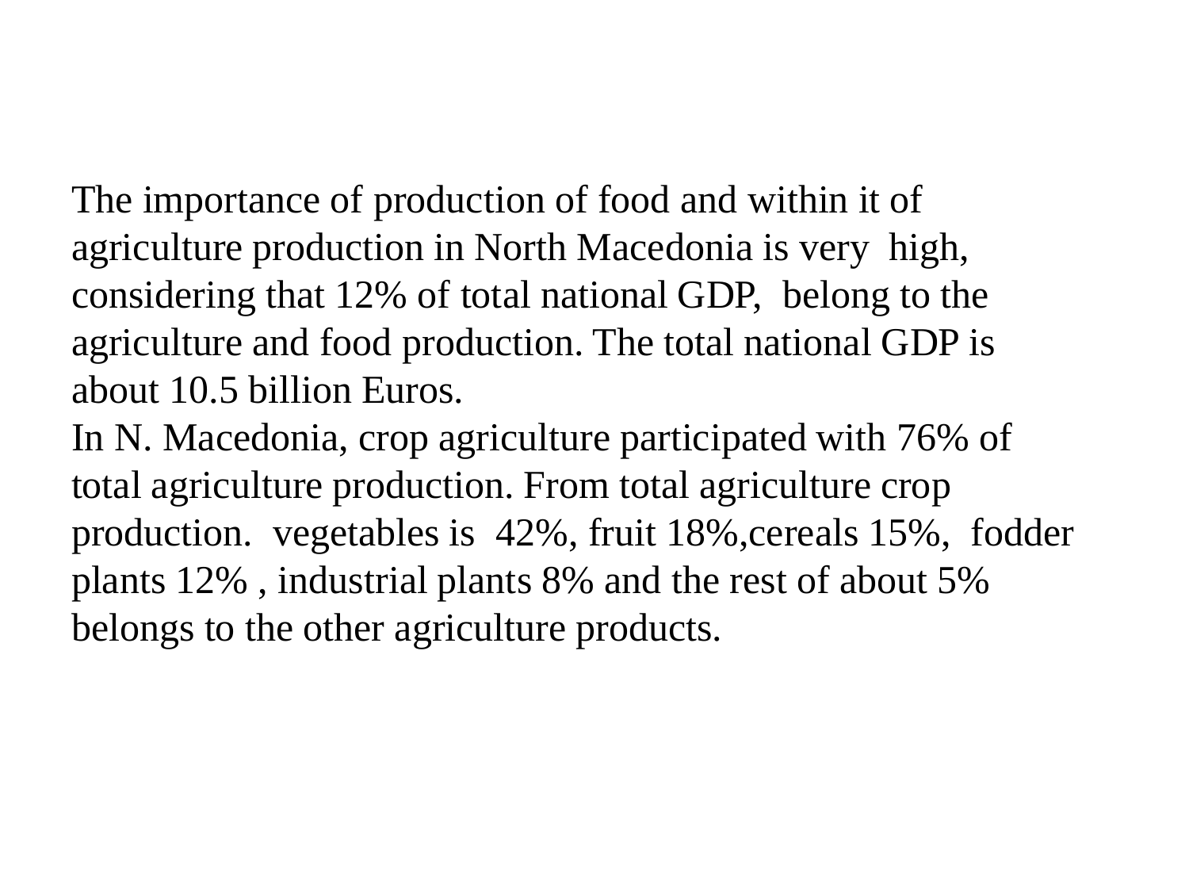The importance of production of food and within it of agriculture production in North Macedonia is very high, considering that 12% of total national GDP, belong to the agriculture and food production. The total national GDP is about 10.5 billion Euros.

In N. Macedonia, crop agriculture participated with 76% of total agriculture production. From total agriculture crop production. vegetables is 42%, fruit 18%,cereals 15%, fodder plants 12% , industrial plants 8% and the rest of about 5% belongs to the other agriculture products.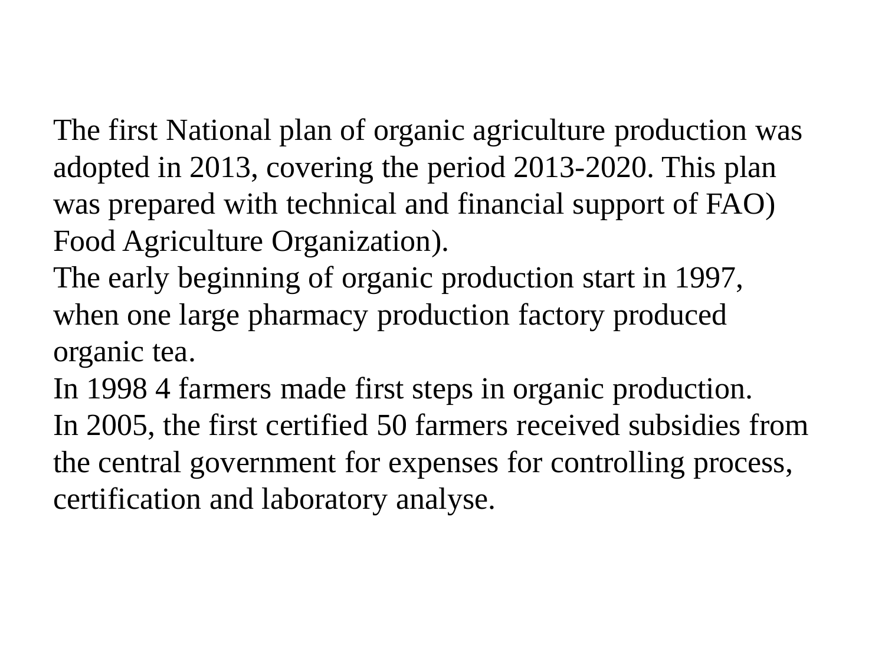The first National plan of organic agriculture production was adopted in 2013, covering the period 2013-2020. This plan was prepared with technical and financial support of FAO) Food Agriculture Organization).

The early beginning of organic production start in 1997, when one large pharmacy production factory produced organic tea.

In 1998 4 farmers made first steps in organic production.

In 2005, the first certified 50 farmers received subsidies from the central government for expenses for controlling process, certification and laboratory analyse.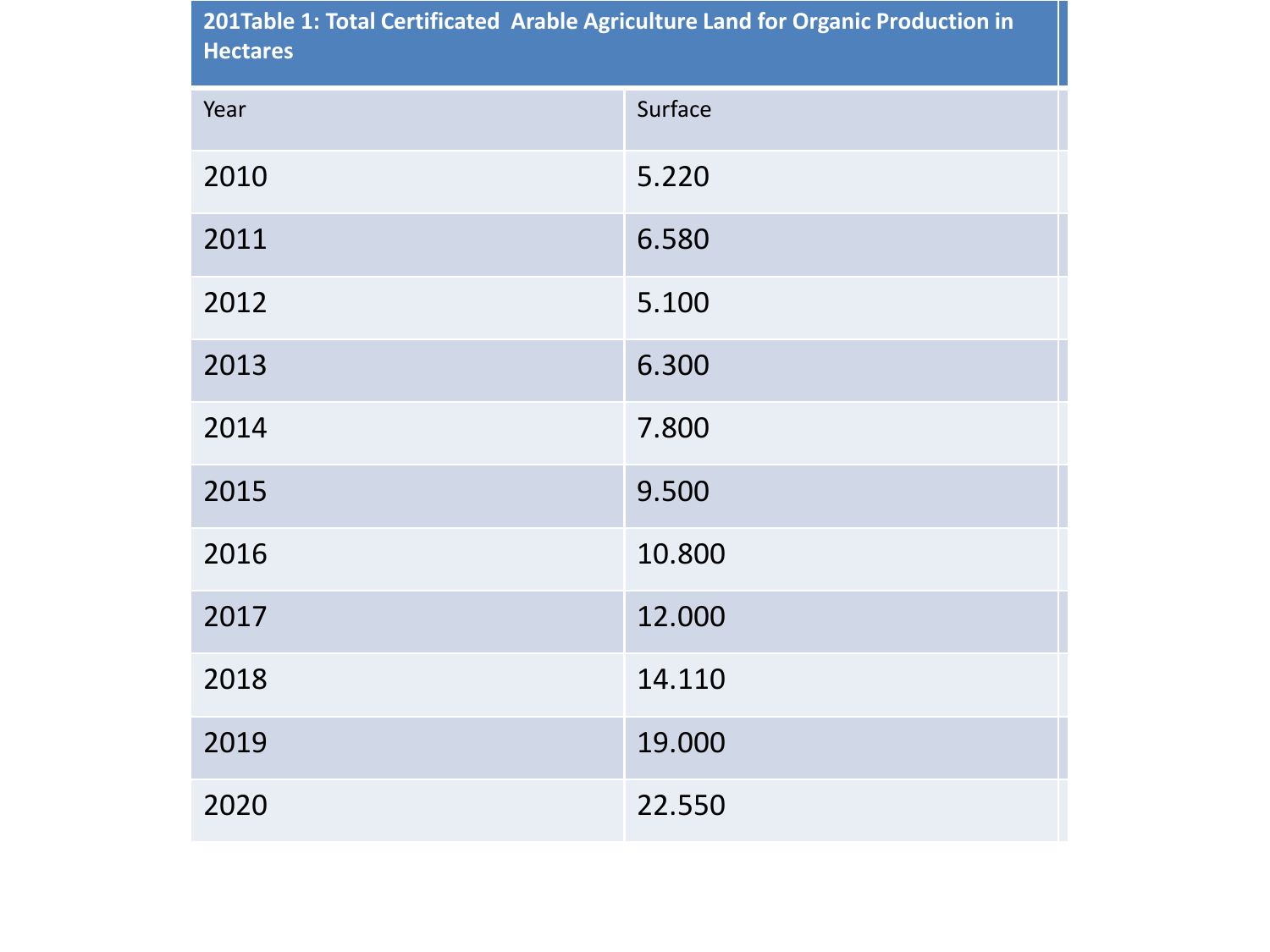| 201Table 1: Total Certificated Arable Agriculture Land for Organic Production in Hectares | |
|---|---|
| Year | Surface |
| 2010 | 5.220 |
| 2011 | 6.580 |
| 2012 | 5.100 |
| 2013 | 6.300 |
| 2014 | 7.800 |
| 2015 | 9.500 |
| 2016 | 10.800 |
| 2017 | 12.000 |
| 2018 | 14.110 |
| 2019 | 19.000 |
| 2020 | 22.550 |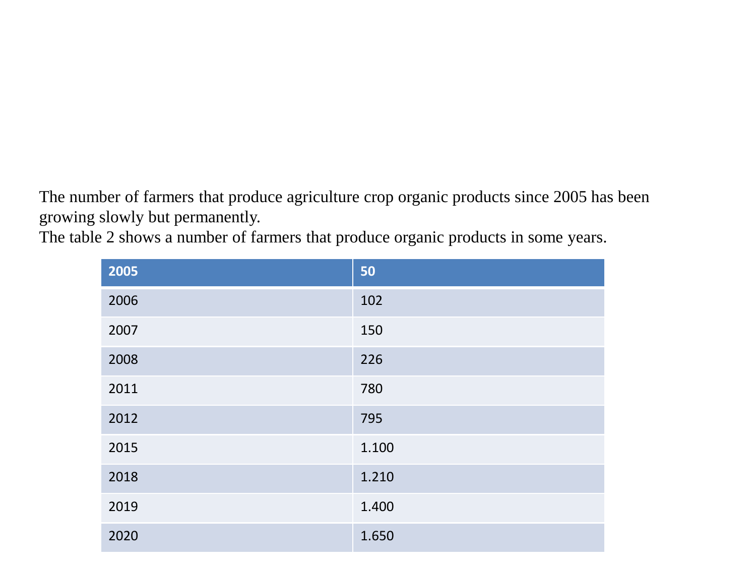The number of farmers that produce agriculture crop organic products since 2005 has been growing slowly but permanently.

The table 2 shows a number of farmers that produce organic products in some years.

| 2005 | 50 |
|---|---|
| 2006 | 102 |
| 2007 | 150 |
| 2008 | 226 |
| 2011 | 780 |
| 2012 | 795 |
| 2015 | 1.100 |
| 2018 | 1.210 |
| 2019 | 1.400 |
| 2020 | 1.650 |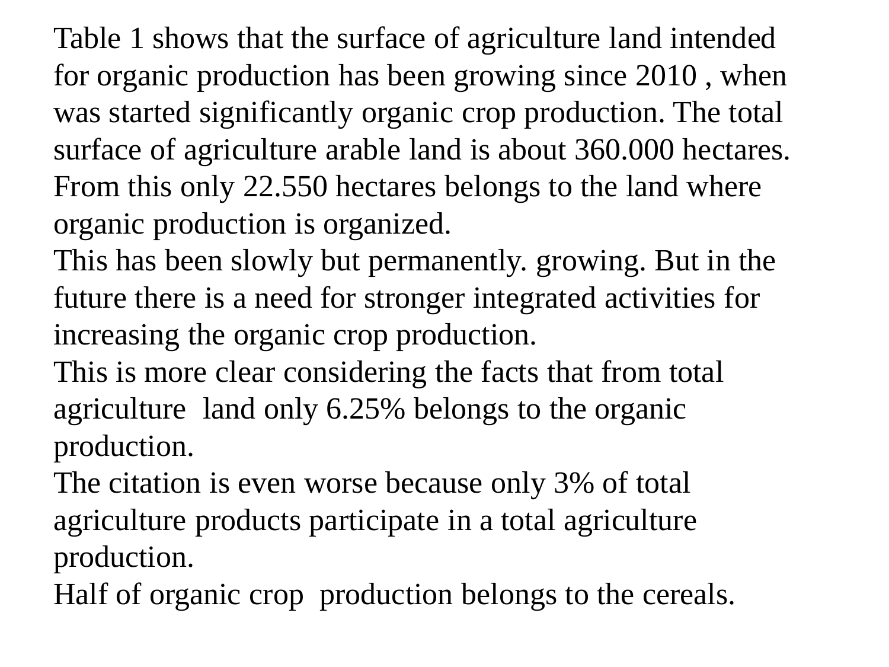Table 1 shows that the surface of agriculture land intended for organic production has been growing since 2010 , when was started significantly organic crop production. The total surface of agriculture arable land is about 360.000 hectares. From this only 22.550 hectares belongs to the land where organic production is organized.

This has been slowly but permanently. growing. But in the future there is a need for stronger integrated activities for increasing the organic crop production.

This is more clear considering the facts that from total agriculture land only 6.25% belongs to the organic production.

The citation is even worse because only 3% of total agriculture products participate in a total agriculture production.

Half of organic crop production belongs to the cereals.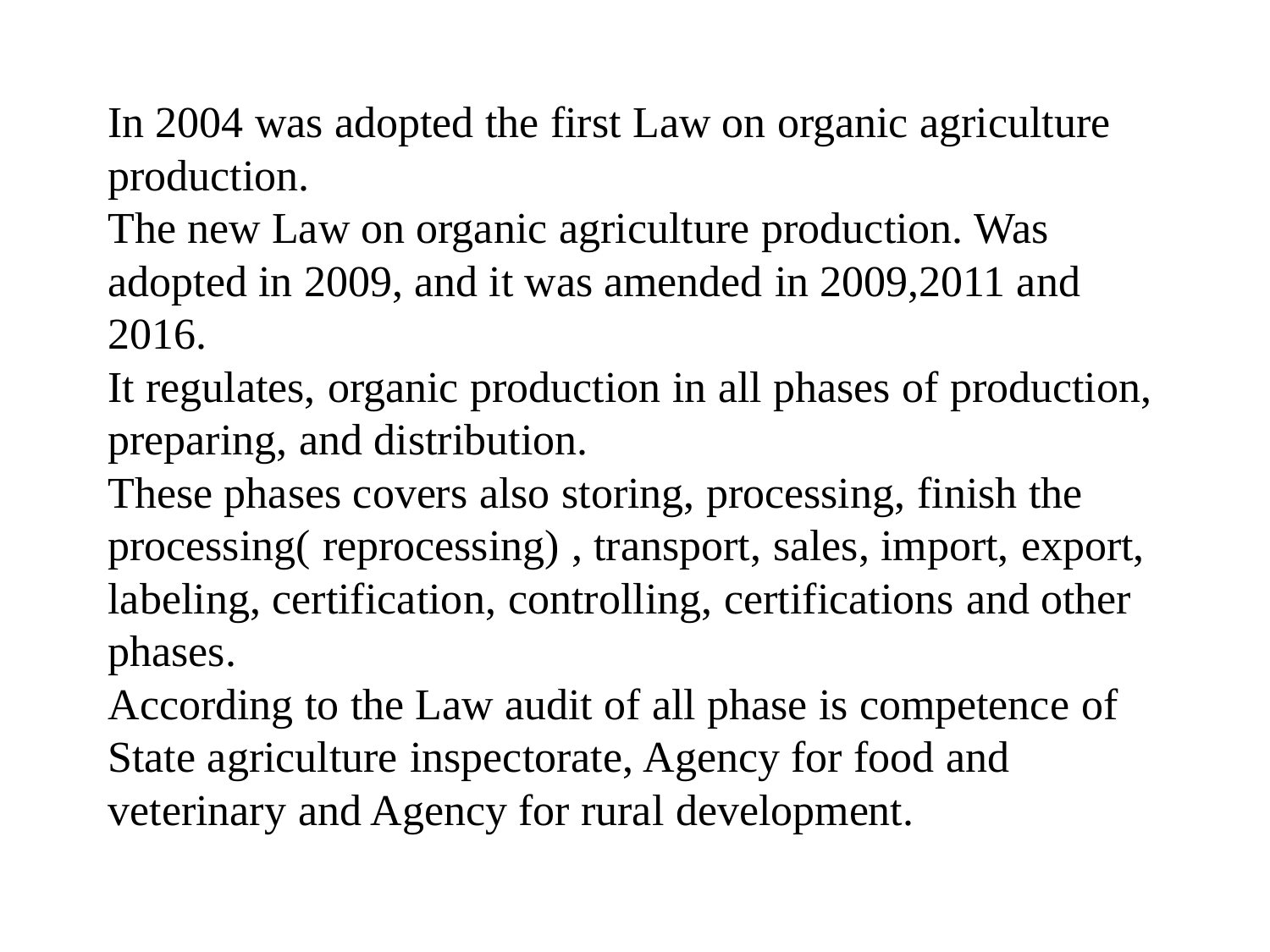In 2004 was adopted the first Law on organic agriculture production.

The new Law on organic agriculture production. Was adopted in 2009, and it was amended in 2009,2011 and 2016.

It regulates, organic production in all phases of production, preparing, and distribution.

These phases covers also storing, processing, finish the processing( reprocessing) , transport, sales, import, export, labeling, certification, controlling, certifications and other phases.

According to the Law audit of all phase is competence of State agriculture inspectorate, Agency for food and veterinary and Agency for rural development.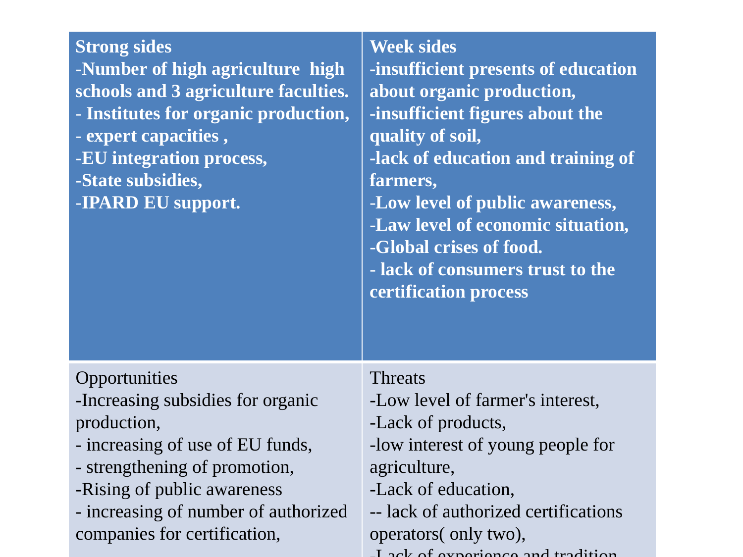| **Strong sides**<br>**-Number of high agriculture  high schools and 3 agriculture faculties.**<br>**- Institutes for organic production,**<br>**- expert capacities ,**<br>**-EU integration process,**<br>**-State subsidies,**<br>**-IPARD EU support.** | **Week sides**<br>**-insufficient presents of education about organic production,**<br>**-insufficient figures about the quality of soil,**<br>**-lack of education and training of farmers,**<br>**-Low level of public awareness,**<br>**-Law level of economic situation,**<br>**-Global crises of food.**<br>**- lack of consumers trust to the certification process** |
|---|---|
| Opportunities<br>-Increasing subsidies for organic production,<br>- increasing of use of EU funds,<br>- strengthening of promotion,<br>-Rising of public awareness<br>- increasing of number of authorized companies for certification, | Threats<br>-Low level of farmer's interest,<br>-Lack of products,<br>-low interest of young people for agriculture,<br>-Lack of education,<br>-- lack of authorized certifications operators( only two),<br>-Lack of experience and tradition |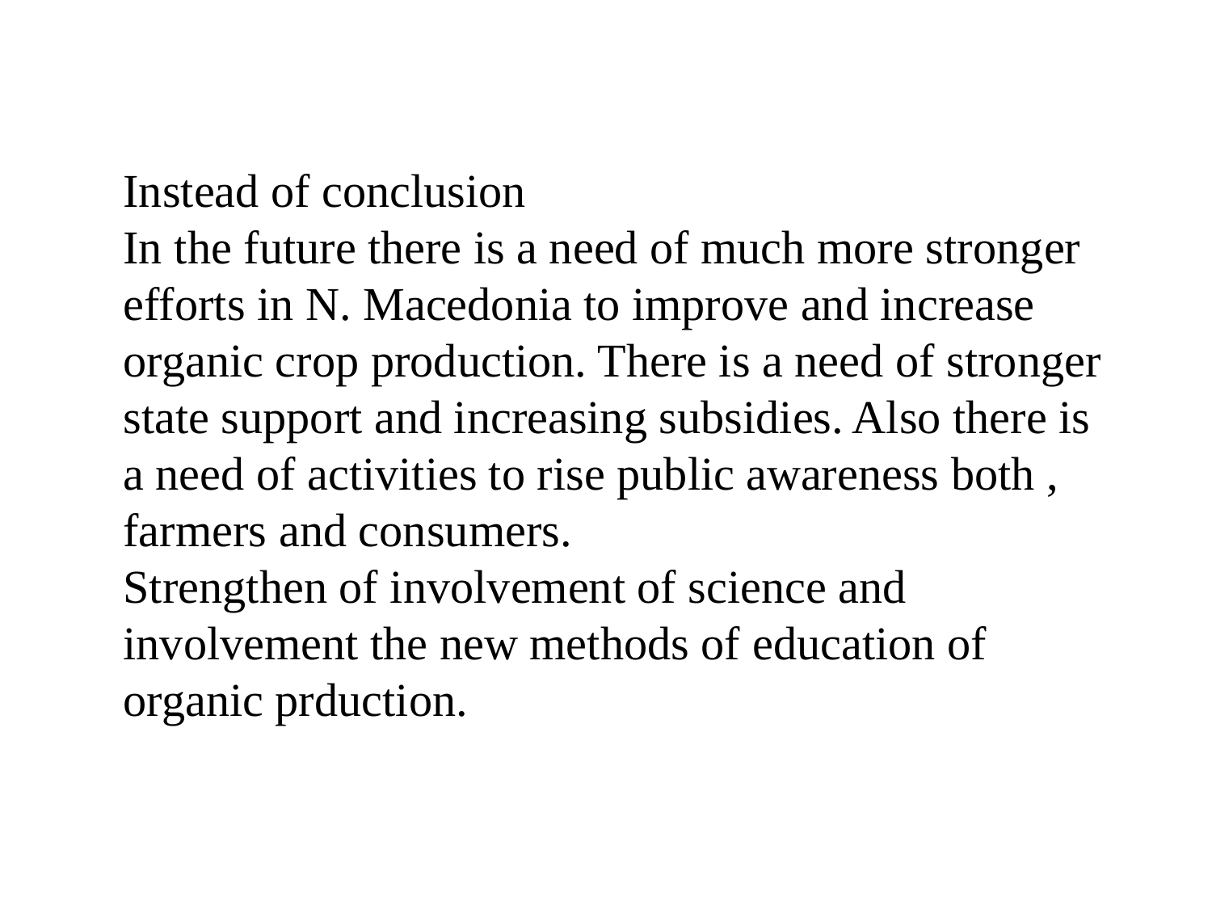Instead of conclusion

In the future there is a need of much more stronger efforts in N. Macedonia to improve and increase organic crop production. There is a need of stronger state support and increasing subsidies. Also there is a need of activities to rise public awareness both , farmers and consumers.

Strengthen of involvement of science and involvement the new methods of education of organic prduction.